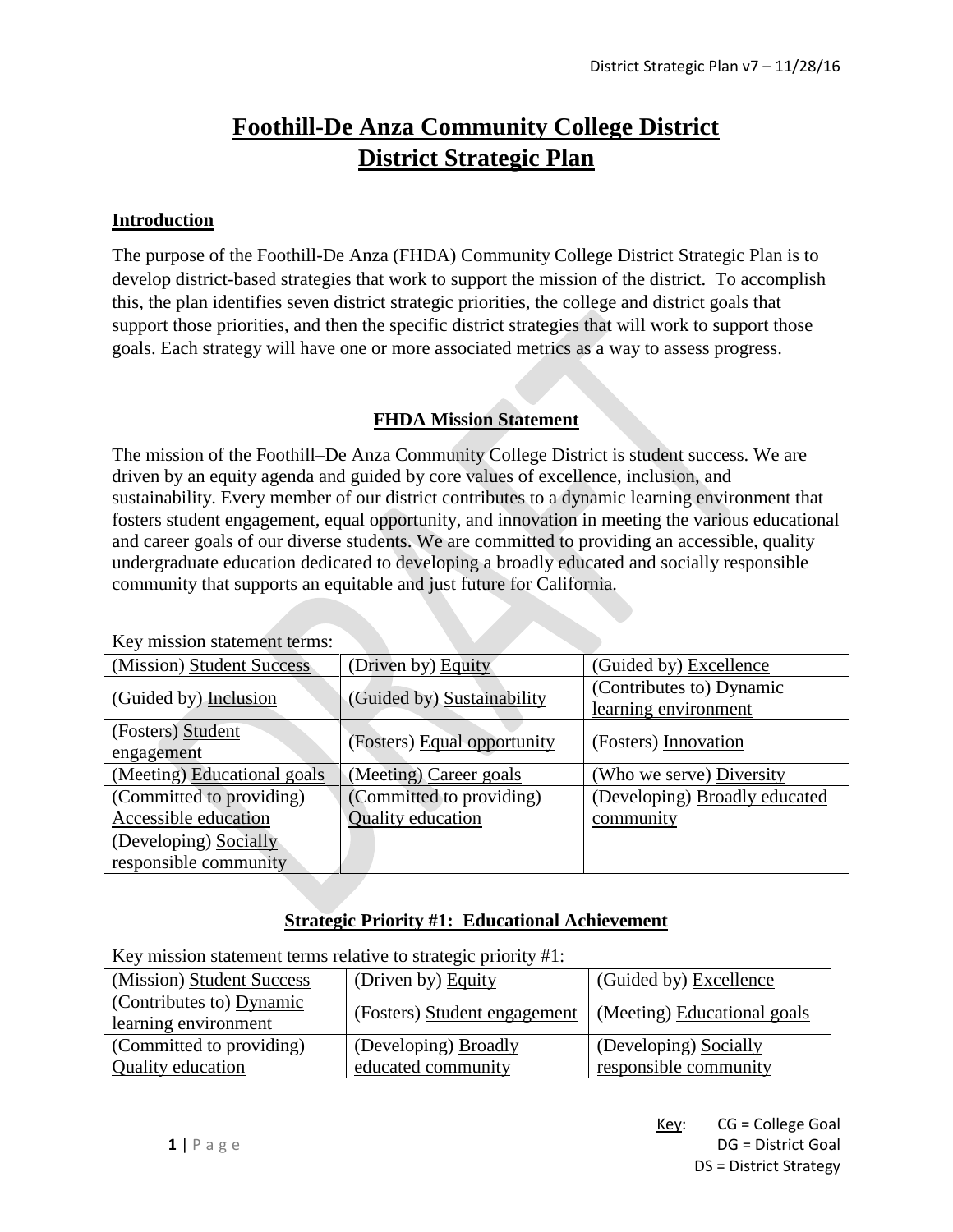# Foothill-De Anza Community College District
# District Strategic Plan

## Introduction

The purpose of the Foothill-De Anza (FHDA) Community College District Strategic Plan is to develop district-based strategies that work to support the mission of the district. To accomplish this, the plan identifies seven district strategic priorities, the college and district goals that support those priorities, and then the specific district strategies that will work to support those goals. Each strategy will have one or more associated metrics as a way to assess progress.

## FHDA Mission Statement

The mission of the Foothill–De Anza Community College District is student success. We are driven by an equity agenda and guided by core values of excellence, inclusion, and sustainability. Every member of our district contributes to a dynamic learning environment that fosters student engagement, equal opportunity, and innovation in meeting the various educational and career goals of our diverse students. We are committed to providing an accessible, quality undergraduate education dedicated to developing a broadly educated and socially responsible community that supports an equitable and just future for California.

Key mission statement terms:

| | | |
|---|---|---|
| (Mission) Student Success | (Driven by) Equity | (Guided by) Excellence |
| (Guided by) Inclusion | (Guided by) Sustainability | (Contributes to) Dynamic learning environment |
| (Fosters) Student engagement | (Fosters) Equal opportunity | (Fosters) Innovation |
| (Meeting) Educational goals | (Meeting) Career goals | (Who we serve) Diversity |
| (Committed to providing) Accessible education | (Committed to providing) Quality education | (Developing) Broadly educated community |
| (Developing) Socially responsible community | | |

## Strategic Priority #1: Educational Achievement

Key mission statement terms relative to strategic priority #1:

| | | |
|---|---|---|
| (Mission) Student Success | (Driven by) Equity | (Guided by) Excellence |
| (Contributes to) Dynamic learning environment | (Fosters) Student engagement | (Meeting) Educational goals |
| (Committed to providing) Quality education | (Developing) Broadly educated community | (Developing) Socially responsible community |

Key: CG = College Goal
DG = District Goal
DS = District Strategy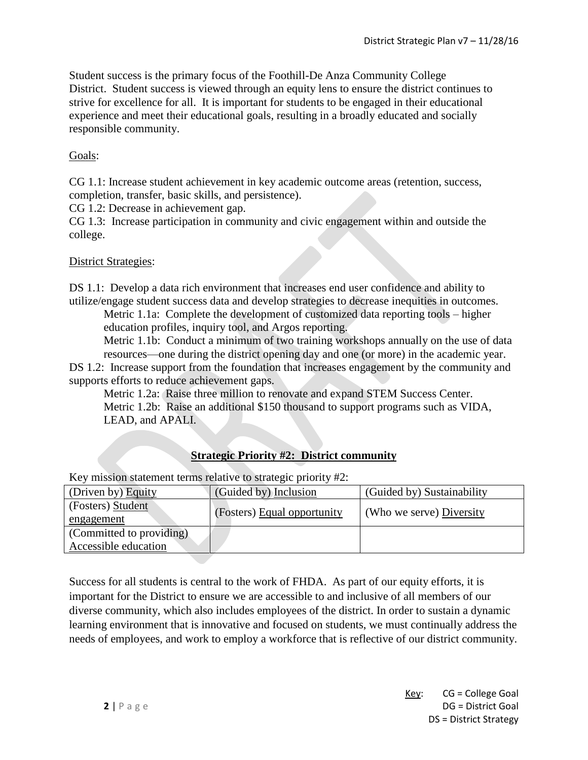Student success is the primary focus of the Foothill-De Anza Community College District. Student success is viewed through an equity lens to ensure the district continues to strive for excellence for all. It is important for students to be engaged in their educational experience and meet their educational goals, resulting in a broadly educated and socially responsible community.

Goals:

CG 1.1: Increase student achievement in key academic outcome areas (retention, success, completion, transfer, basic skills, and persistence).
CG 1.2: Decrease in achievement gap.
CG 1.3: Increase participation in community and civic engagement within and outside the college.

District Strategies:

DS 1.1: Develop a data rich environment that increases end user confidence and ability to utilize/engage student success data and develop strategies to decrease inequities in outcomes.

- Metric 1.1a: Complete the development of customized data reporting tools – higher education profiles, inquiry tool, and Argos reporting.
- Metric 1.1b: Conduct a minimum of two training workshops annually on the use of data resources—one during the district opening day and one (or more) in the academic year.

DS 1.2: Increase support from the foundation that increases engagement by the community and supports efforts to reduce achievement gaps.

- Metric 1.2a: Raise three million to renovate and expand STEM Success Center.
- Metric 1.2b: Raise an additional $150 thousand to support programs such as VIDA, LEAD, and APALI.

## Strategic Priority #2: District community

Key mission statement terms relative to strategic priority #2:

| (Driven by) Equity | (Guided by) Inclusion | (Guided by) Sustainability |
|---|---|---|
| (Fosters) Student engagement | (Fosters) Equal opportunity | (Who we serve) Diversity |
| (Committed to providing) Accessible education | | |

Success for all students is central to the work of FHDA. As part of our equity efforts, it is important for the District to ensure we are accessible to and inclusive of all members of our diverse community, which also includes employees of the district. In order to sustain a dynamic learning environment that is innovative and focused on students, we must continually address the needs of employees, and work to employ a workforce that is reflective of our district community.

Key: CG = College Goal
DG = District Goal
DS = District Strategy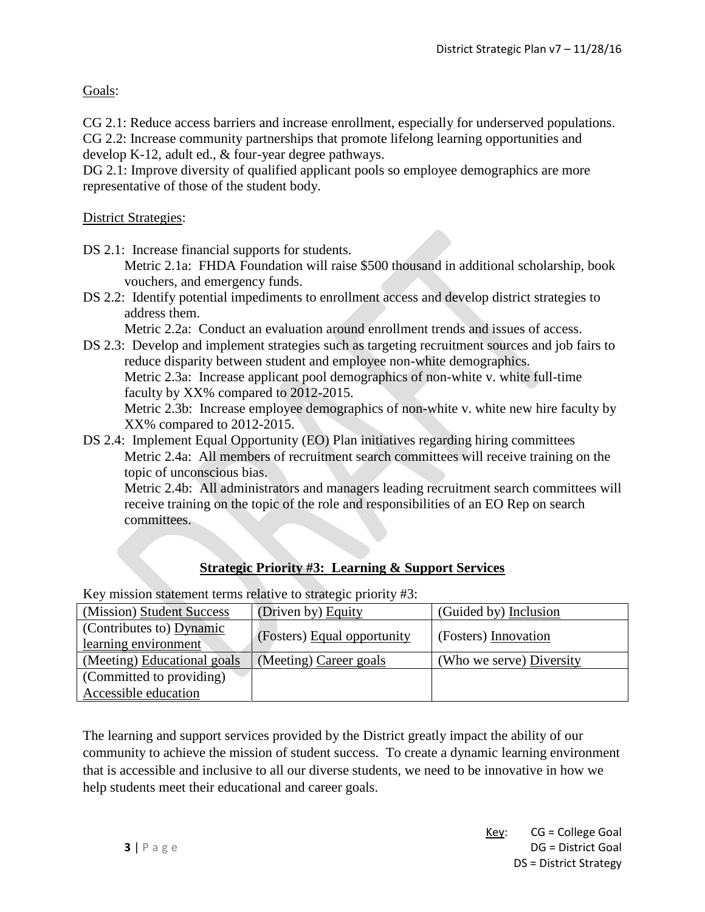Goals:

CG 2.1: Reduce access barriers and increase enrollment, especially for underserved populations.
CG 2.2: Increase community partnerships that promote lifelong learning opportunities and develop K-12, adult ed., & four-year degree pathways.
DG 2.1: Improve diversity of qualified applicant pools so employee demographics are more representative of those of the student body.

District Strategies:

- DS 2.1: Increase financial supports for students.
  - Metric 2.1a: FHDA Foundation will raise $500 thousand in additional scholarship, book vouchers, and emergency funds.
- DS 2.2: Identify potential impediments to enrollment access and develop district strategies to address them.
  - Metric 2.2a: Conduct an evaluation around enrollment trends and issues of access.
- DS 2.3: Develop and implement strategies such as targeting recruitment sources and job fairs to reduce disparity between student and employee non-white demographics.
  - Metric 2.3a: Increase applicant pool demographics of non-white v. white full-time faculty by XX% compared to 2012-2015.
  - Metric 2.3b: Increase employee demographics of non-white v. white new hire faculty by XX% compared to 2012-2015.
- DS 2.4: Implement Equal Opportunity (EO) Plan initiatives regarding hiring committees
  - Metric 2.4a: All members of recruitment search committees will receive training on the topic of unconscious bias.
  - Metric 2.4b: All administrators and managers leading recruitment search committees will receive training on the topic of the role and responsibilities of an EO Rep on search committees.

## Strategic Priority #3: Learning & Support Services

Key mission statement terms relative to strategic priority #3:

| | | |
|---|---|---|
| (Mission) Student Success | (Driven by) Equity | (Guided by) Inclusion |
| (Contributes to) Dynamic learning environment | (Fosters) Equal opportunity | (Fosters) Innovation |
| (Meeting) Educational goals | (Meeting) Career goals | (Who we serve) Diversity |
| (Committed to providing) Accessible education | | |

The learning and support services provided by the District greatly impact the ability of our community to achieve the mission of student success. To create a dynamic learning environment that is accessible and inclusive to all our diverse students, we need to be innovative in how we help students meet their educational and career goals.

Key: CG = College Goal
DG = District Goal
DS = District Strategy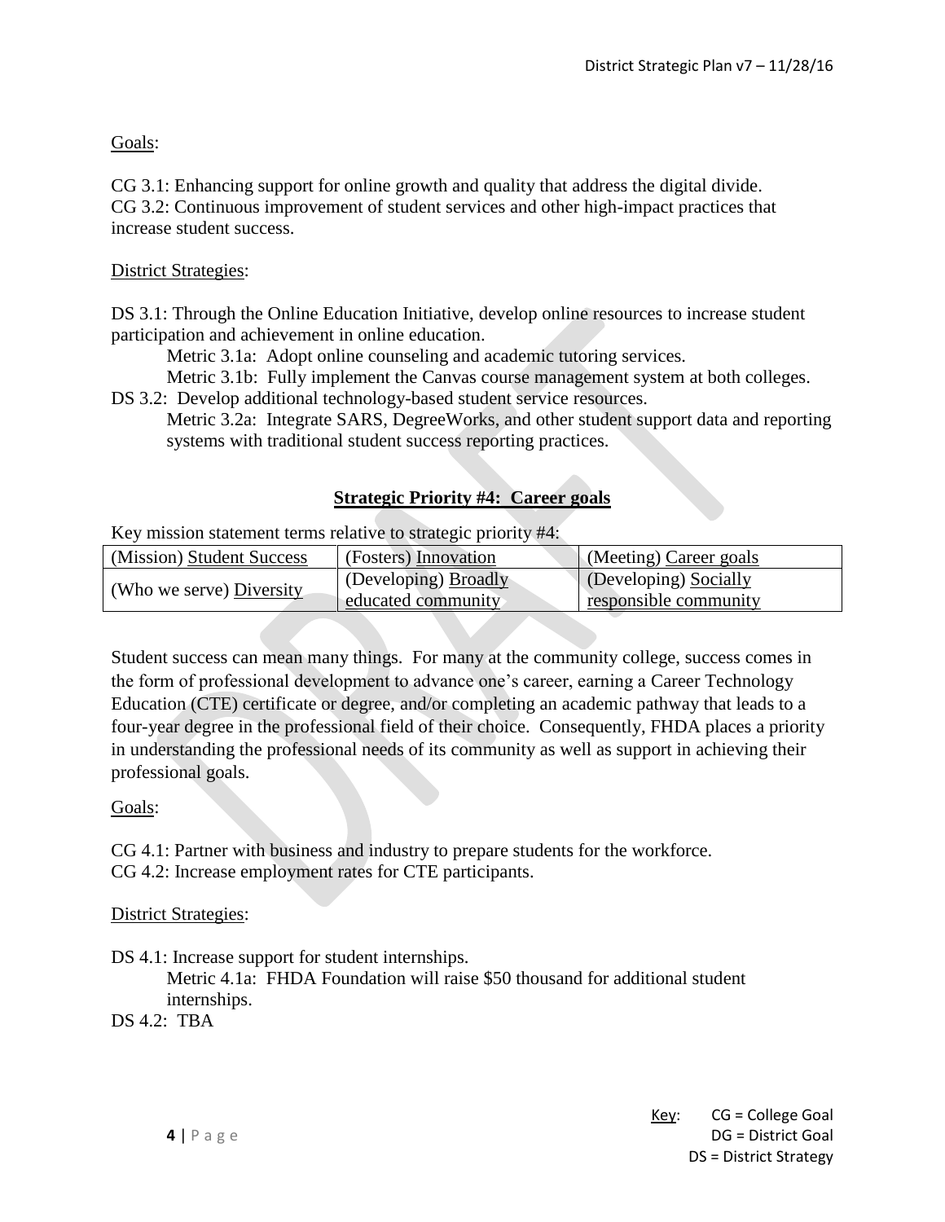Goals:

CG 3.1: Enhancing support for online growth and quality that address the digital divide.
CG 3.2: Continuous improvement of student services and other high-impact practices that increase student success.

District Strategies:

DS 3.1: Through the Online Education Initiative, develop online resources to increase student participation and achievement in online education.
- Metric 3.1a: Adopt online counseling and academic tutoring services.
- Metric 3.1b: Fully implement the Canvas course management system at both colleges.

DS 3.2: Develop additional technology-based student service resources.
- Metric 3.2a: Integrate SARS, DegreeWorks, and other student support data and reporting systems with traditional student success reporting practices.

## Strategic Priority #4: Career goals

Key mission statement terms relative to strategic priority #4:

| (Mission) Student Success | (Fosters) Innovation | (Meeting) Career goals |
|---|---|---|
| (Who we serve) Diversity | (Developing) Broadly educated community | (Developing) Socially responsible community |

Student success can mean many things. For many at the community college, success comes in the form of professional development to advance one's career, earning a Career Technology Education (CTE) certificate or degree, and/or completing an academic pathway that leads to a four-year degree in the professional field of their choice. Consequently, FHDA places a priority in understanding the professional needs of its community as well as support in achieving their professional goals.

Goals:

CG 4.1: Partner with business and industry to prepare students for the workforce.
CG 4.2: Increase employment rates for CTE participants.

District Strategies:

DS 4.1: Increase support for student internships.
- Metric 4.1a: FHDA Foundation will raise $50 thousand for additional student internships.

DS 4.2: TBA

Key: CG = College Goal
DG = District Goal
DS = District Strategy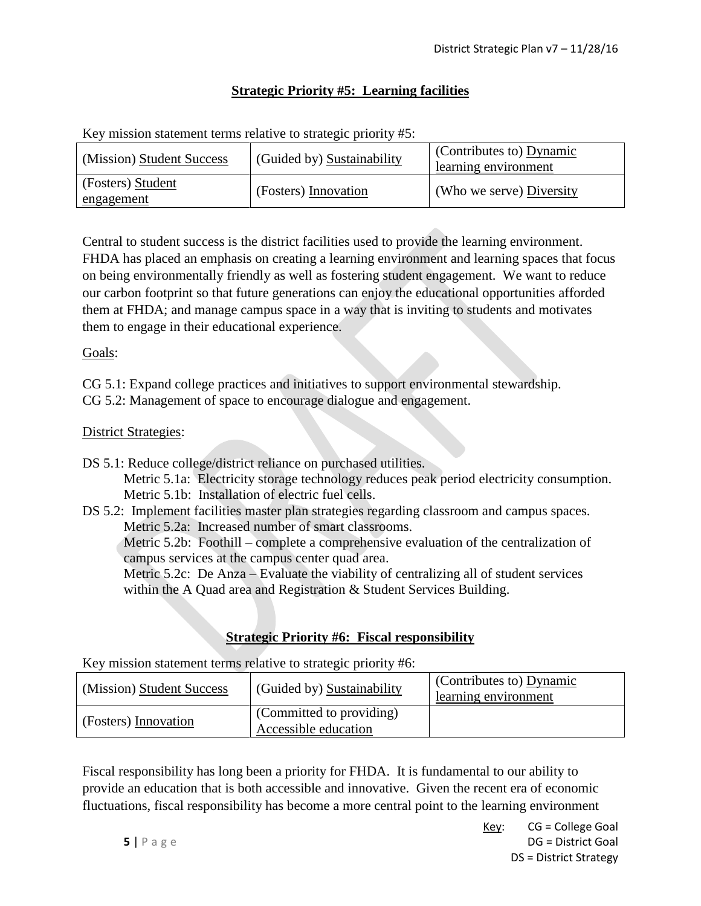## Strategic Priority #5: Learning facilities

Key mission statement terms relative to strategic priority #5:

| | | |
|---|---|---|
| (Mission) Student Success | (Guided by) Sustainability | (Contributes to) Dynamic learning environment |
| (Fosters) Student engagement | (Fosters) Innovation | (Who we serve) Diversity |

Central to student success is the district facilities used to provide the learning environment. FHDA has placed an emphasis on creating a learning environment and learning spaces that focus on being environmentally friendly as well as fostering student engagement. We want to reduce our carbon footprint so that future generations can enjoy the educational opportunities afforded them at FHDA; and manage campus space in a way that is inviting to students and motivates them to engage in their educational experience.

Goals:

CG 5.1: Expand college practices and initiatives to support environmental stewardship.
CG 5.2: Management of space to encourage dialogue and engagement.

District Strategies:

DS 5.1: Reduce college/district reliance on purchased utilities.
- Metric 5.1a: Electricity storage technology reduces peak period electricity consumption.
- Metric 5.1b: Installation of electric fuel cells.

DS 5.2: Implement facilities master plan strategies regarding classroom and campus spaces.
- Metric 5.2a: Increased number of smart classrooms.
- Metric 5.2b: Foothill – complete a comprehensive evaluation of the centralization of campus services at the campus center quad area.
- Metric 5.2c: De Anza – Evaluate the viability of centralizing all of student services within the A Quad area and Registration & Student Services Building.

## Strategic Priority #6: Fiscal responsibility

Key mission statement terms relative to strategic priority #6:

| | | |
|---|---|---|
| (Mission) Student Success | (Guided by) Sustainability | (Contributes to) Dynamic learning environment |
| (Fosters) Innovation | (Committed to providing) Accessible education | |

Fiscal responsibility has long been a priority for FHDA. It is fundamental to our ability to provide an education that is both accessible and innovative. Given the recent era of economic fluctuations, fiscal responsibility has become a more central point to the learning environment

Key: CG = College Goal
DG = District Goal
DS = District Strategy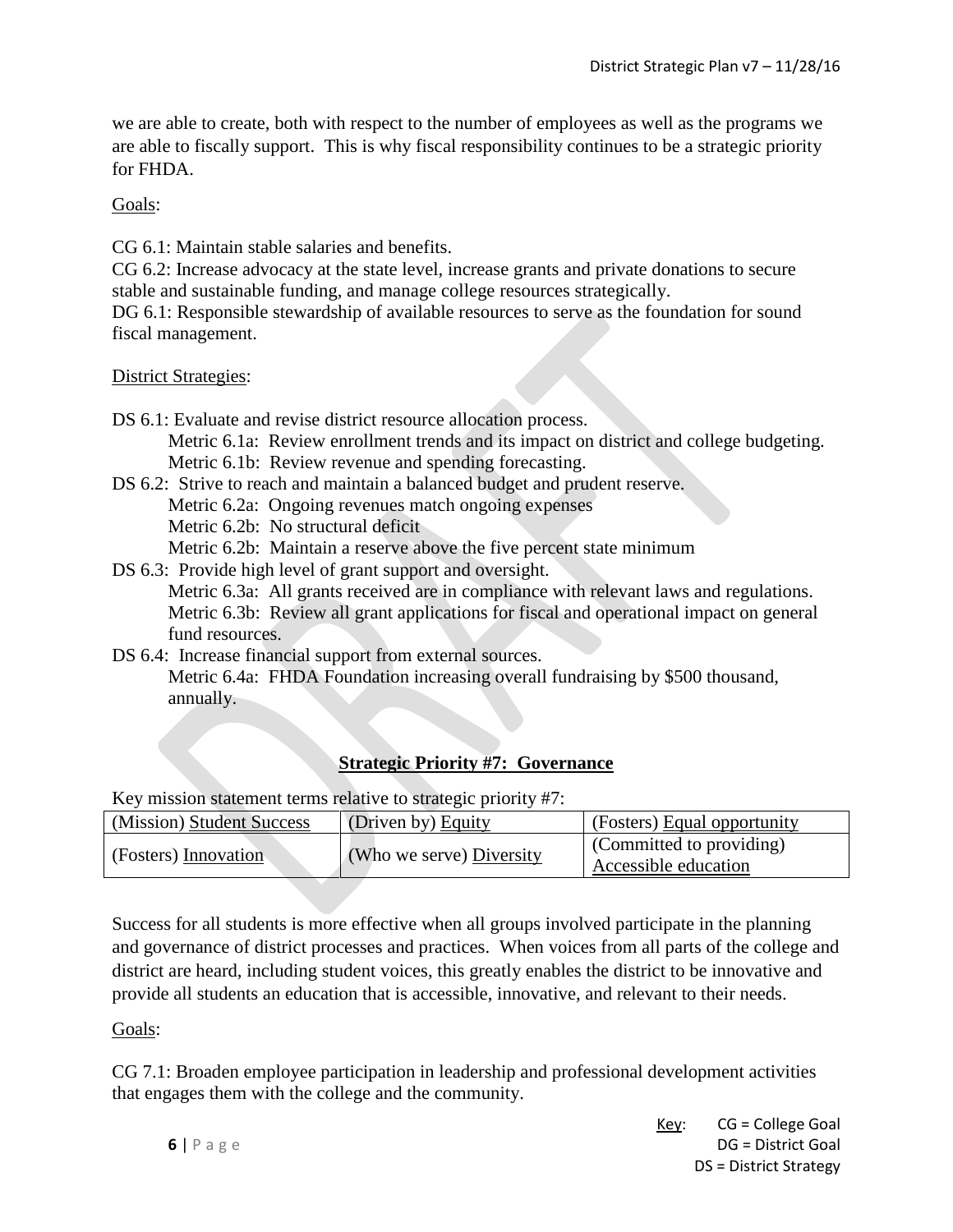we are able to create, both with respect to the number of employees as well as the programs we are able to fiscally support. This is why fiscal responsibility continues to be a strategic priority for FHDA.

Goals:

CG 6.1: Maintain stable salaries and benefits.
CG 6.2: Increase advocacy at the state level, increase grants and private donations to secure stable and sustainable funding, and manage college resources strategically.
DG 6.1: Responsible stewardship of available resources to serve as the foundation for sound fiscal management.

District Strategies:

- DS 6.1: Evaluate and revise district resource allocation process.
  - Metric 6.1a: Review enrollment trends and its impact on district and college budgeting.
  - Metric 6.1b: Review revenue and spending forecasting.
- DS 6.2: Strive to reach and maintain a balanced budget and prudent reserve.
  - Metric 6.2a: Ongoing revenues match ongoing expenses
  - Metric 6.2b: No structural deficit
  - Metric 6.2b: Maintain a reserve above the five percent state minimum
- DS 6.3: Provide high level of grant support and oversight.
  - Metric 6.3a: All grants received are in compliance with relevant laws and regulations.
  - Metric 6.3b: Review all grant applications for fiscal and operational impact on general fund resources.
- DS 6.4: Increase financial support from external sources.
  - Metric 6.4a: FHDA Foundation increasing overall fundraising by $500 thousand, annually.

## Strategic Priority #7: Governance

Key mission statement terms relative to strategic priority #7:

| | | |
|---|---|---|
| (Mission) Student Success | (Driven by) Equity | (Fosters) Equal opportunity |
| (Fosters) Innovation | (Who we serve) Diversity | (Committed to providing) Accessible education |

Success for all students is more effective when all groups involved participate in the planning and governance of district processes and practices. When voices from all parts of the college and district are heard, including student voices, this greatly enables the district to be innovative and provide all students an education that is accessible, innovative, and relevant to their needs.

Goals:

CG 7.1: Broaden employee participation in leadership and professional development activities that engages them with the college and the community.

Key: CG = College Goal
DG = District Goal
DS = District Strategy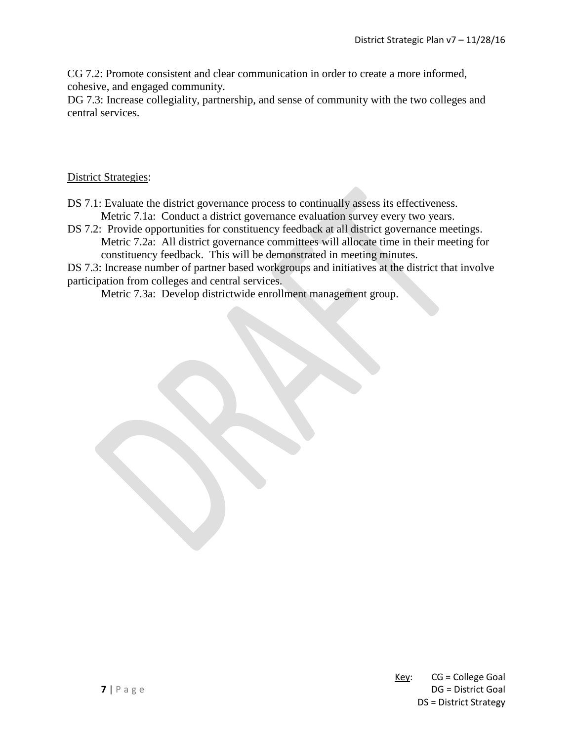CG 7.2: Promote consistent and clear communication in order to create a more informed, cohesive, and engaged community.
DG 7.3: Increase collegiality, partnership, and sense of community with the two colleges and central services.

<u>District Strategies</u>:

DS 7.1: Evaluate the district governance process to continually assess its effectiveness.
  Metric 7.1a: Conduct a district governance evaluation survey every two years.
DS 7.2: Provide opportunities for constituency feedback at all district governance meetings.
  Metric 7.2a: All district governance committees will allocate time in their meeting for constituency feedback. This will be demonstrated in meeting minutes.
DS 7.3: Increase number of partner based workgroups and initiatives at the district that involve participation from colleges and central services.
  Metric 7.3a: Develop districtwide enrollment management group.

<u>Key</u>: CG = College Goal
DG = District Goal
DS = District Strategy